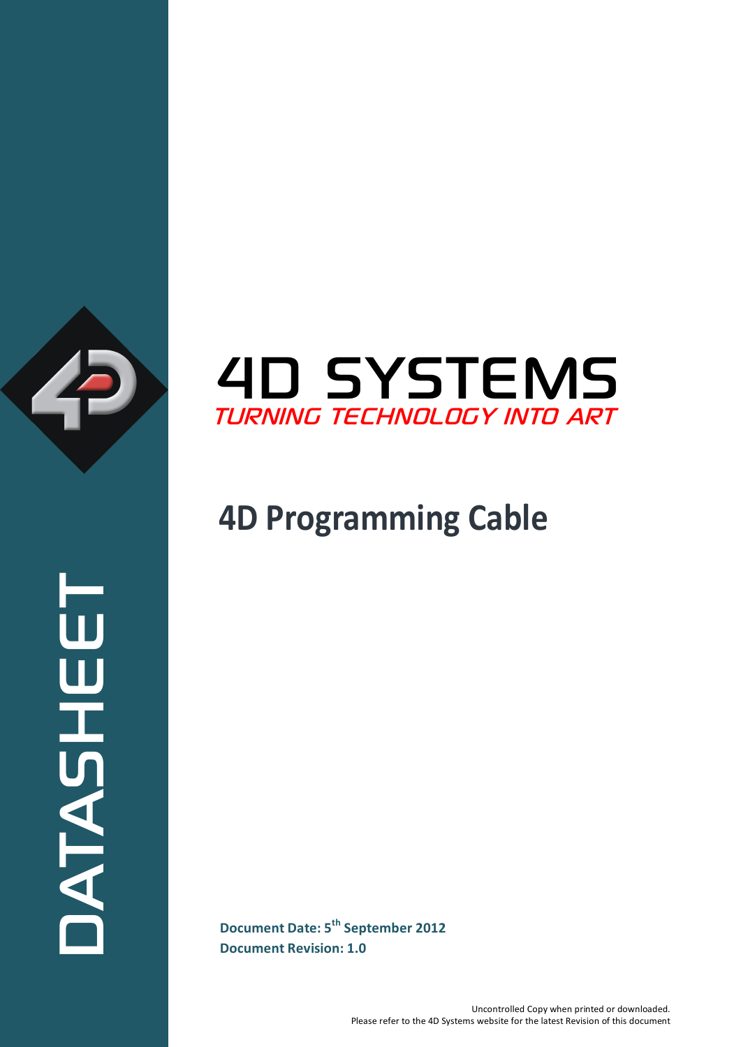DATASHEET

# 4D SYSTEMS

*TURNING TECHNOLOGY INTO ART*

# 4D Programming Cable

**Document Date: 5th September 2012**
**Document Revision: 1.0**

Uncontrolled Copy when printed or downloaded.
Please refer to the 4D Systems website for the latest Revision of this document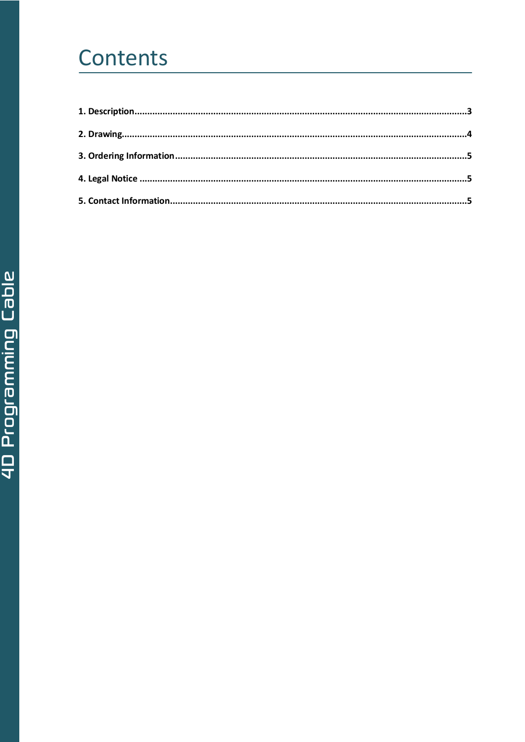# Contents

1. Description....................................................................................................................................3

2. Drawing.........................................................................................................................................4

3. Ordering Information...................................................................................................................5

4. Legal Notice ..................................................................................................................................5

5. Contact Information.....................................................................................................................5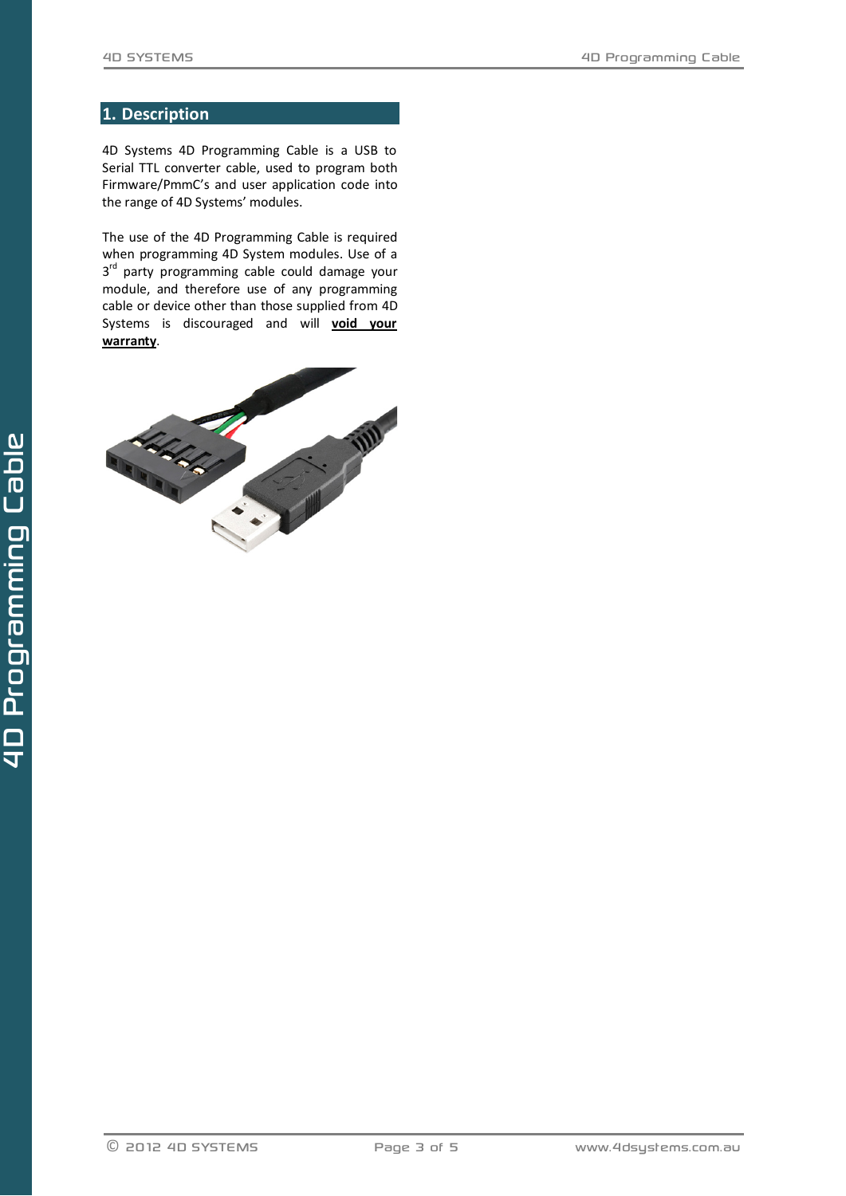## 1. Description

4D Systems 4D Programming Cable is a USB to Serial TTL converter cable, used to program both Firmware/PmmC's and user application code into the range of 4D Systems' modules.

The use of the 4D Programming Cable is required when programming 4D System modules. Use of a 3rd party programming cable could damage your module, and therefore use of any programming cable or device other than those supplied from 4D Systems is discouraged and will **void your warranty**.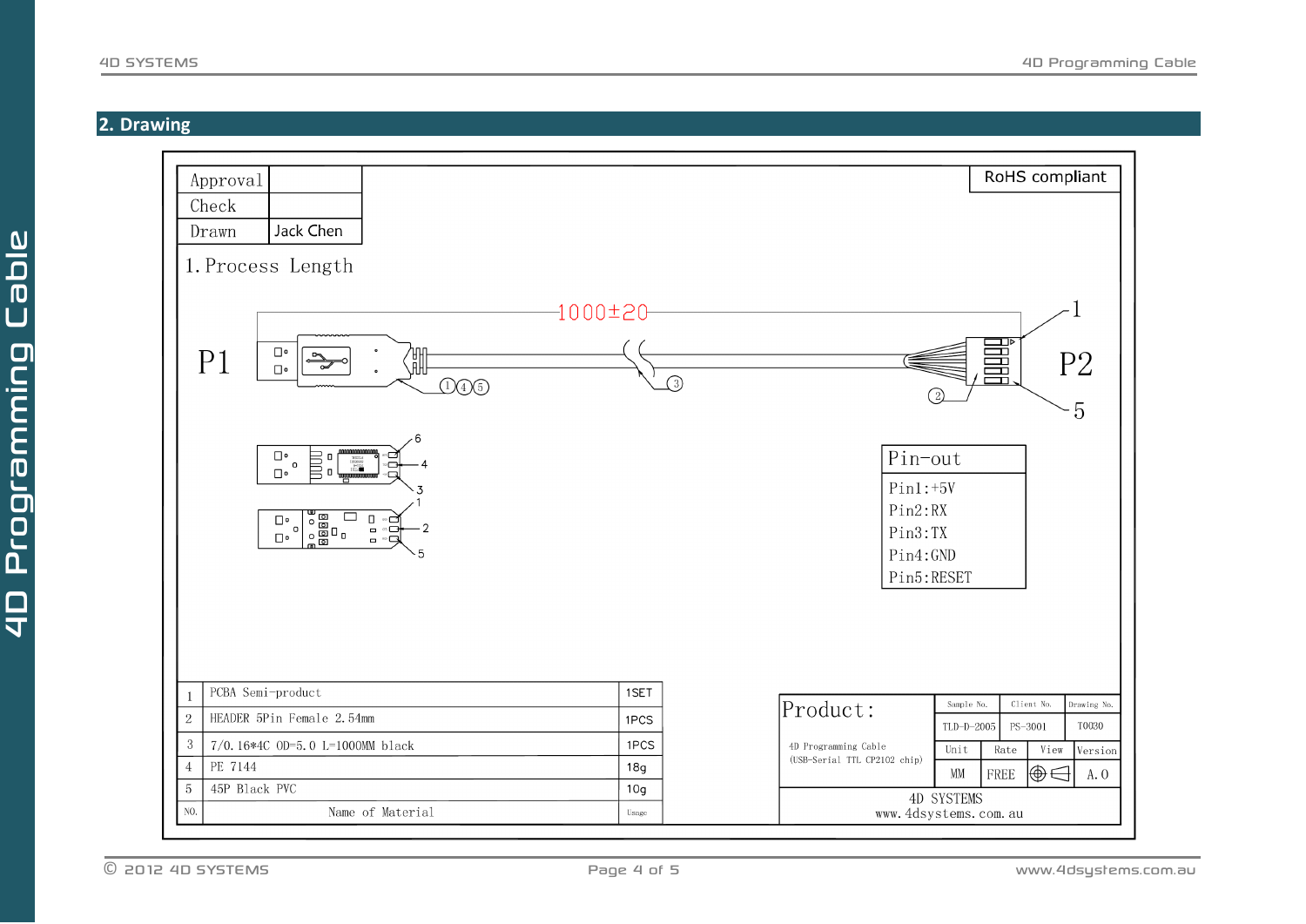## 2. Drawing

| Approval | |
|---|---|
| Check | |
| Drawn | Jack Chen |

RoHS compliant

1. Process Length

1000±20

P1

P2

| Pin-out |
|---|
| Pin1:+5V |
| Pin2:RX |
| Pin3:TX |
| Pin4:GND |
| Pin5:RESET |

| NO. | Name of Material | Usage |
|---|---|---|
| 1 | PCBA Semi-product | 1SET |
| 2 | HEADER 5Pin Female 2.54mm | 1PCS |
| 3 | 7/0.16*4C OD=5.0 L=1000MM black | 1PCS |
| 4 | PE 7144 | 18g |
| 5 | 45P Black PVC | 10g |

Product:

4D Programming Cable
(USB-Serial TTL CP2102 chip)

| Sample No. | Client No. | Drawing No. | |
|---|---|---|---|
| TLD-D-2005 | PS-3001 | T0030 | |
| Unit | Rate | View | Version |
| MM | FREE | | A.0 |

4D SYSTEMS
www.4dsystems.com.au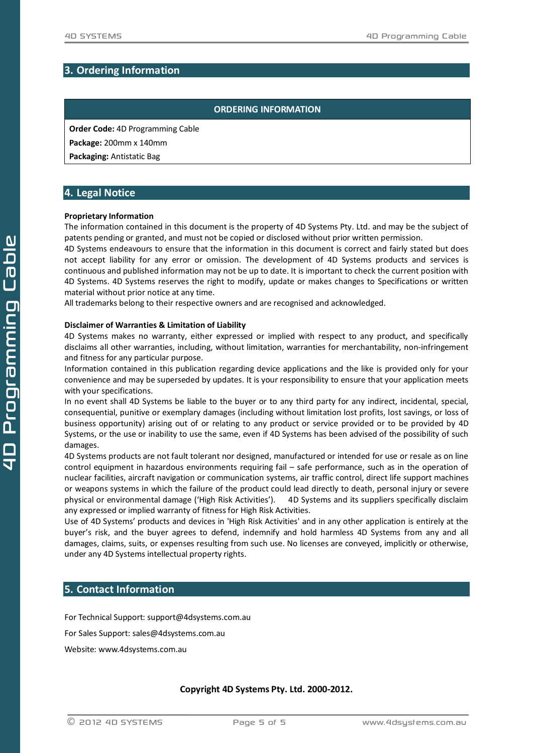## 3. Ordering Information

| ORDERING INFORMATION |
|---|
| **Order Code:** 4D Programming Cable |
| **Package:** 200mm x 140mm |
| **Packaging:** Antistatic Bag |

## 4. Legal Notice

**Proprietary Information**

The information contained in this document is the property of 4D Systems Pty. Ltd. and may be the subject of patents pending or granted, and must not be copied or disclosed without prior written permission.

4D Systems endeavours to ensure that the information in this document is correct and fairly stated but does not accept liability for any error or omission. The development of 4D Systems products and services is continuous and published information may not be up to date. It is important to check the current position with 4D Systems. 4D Systems reserves the right to modify, update or makes changes to Specifications or written material without prior notice at any time.

All trademarks belong to their respective owners and are recognised and acknowledged.

**Disclaimer of Warranties & Limitation of Liability**

4D Systems makes no warranty, either expressed or implied with respect to any product, and specifically disclaims all other warranties, including, without limitation, warranties for merchantability, non-infringement and fitness for any particular purpose.

Information contained in this publication regarding device applications and the like is provided only for your convenience and may be superseded by updates. It is your responsibility to ensure that your application meets with your specifications.

In no event shall 4D Systems be liable to the buyer or to any third party for any indirect, incidental, special, consequential, punitive or exemplary damages (including without limitation lost profits, lost savings, or loss of business opportunity) arising out of or relating to any product or service provided or to be provided by 4D Systems, or the use or inability to use the same, even if 4D Systems has been advised of the possibility of such damages.

4D Systems products are not fault tolerant nor designed, manufactured or intended for use or resale as on line control equipment in hazardous environments requiring fail – safe performance, such as in the operation of nuclear facilities, aircraft navigation or communication systems, air traffic control, direct life support machines or weapons systems in which the failure of the product could lead directly to death, personal injury or severe physical or environmental damage ('High Risk Activities'). 4D Systems and its suppliers specifically disclaim any expressed or implied warranty of fitness for High Risk Activities.

Use of 4D Systems' products and devices in 'High Risk Activities' and in any other application is entirely at the buyer's risk, and the buyer agrees to defend, indemnify and hold harmless 4D Systems from any and all damages, claims, suits, or expenses resulting from such use. No licenses are conveyed, implicitly or otherwise, under any 4D Systems intellectual property rights.

## 5. Contact Information

For Technical Support: support@4dsystems.com.au

For Sales Support: sales@4dsystems.com.au

Website: www.4dsystems.com.au

**Copyright 4D Systems Pty. Ltd. 2000-2012.**